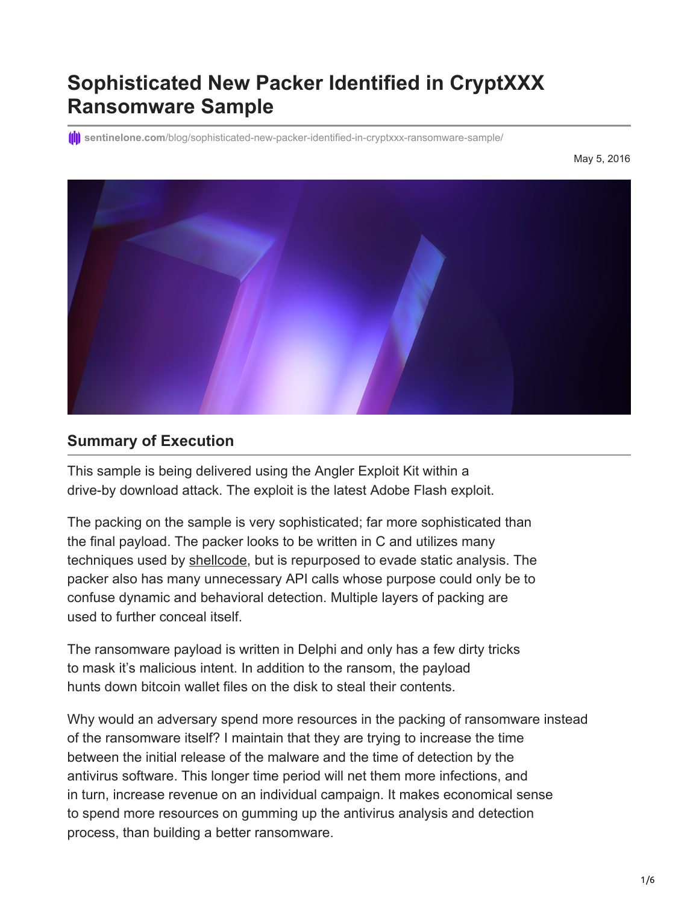# Sophisticated New Packer Identified in CryptXXX Ransomware Sample

sentinelone.com/blog/sophisticated-new-packer-identified-in-cryptxxx-ransomware-sample/

May 5, 2016

## Summary of Execution

This sample is being delivered using the Angler Exploit Kit within a drive-by download attack. The exploit is the latest Adobe Flash exploit.

The packing on the sample is very sophisticated; far more sophisticated than the final payload. The packer looks to be written in C and utilizes many techniques used by shellcode, but is repurposed to evade static analysis. The packer also has many unnecessary API calls whose purpose could only be to confuse dynamic and behavioral detection. Multiple layers of packing are used to further conceal itself.

The ransomware payload is written in Delphi and only has a few dirty tricks to mask it's malicious intent. In addition to the ransom, the payload hunts down bitcoin wallet files on the disk to steal their contents.

Why would an adversary spend more resources in the packing of ransomware instead of the ransomware itself? I maintain that they are trying to increase the time between the initial release of the malware and the time of detection by the antivirus software. This longer time period will net them more infections, and in turn, increase revenue on an individual campaign. It makes economical sense to spend more resources on gumming up the antivirus analysis and detection process, than building a better ransomware.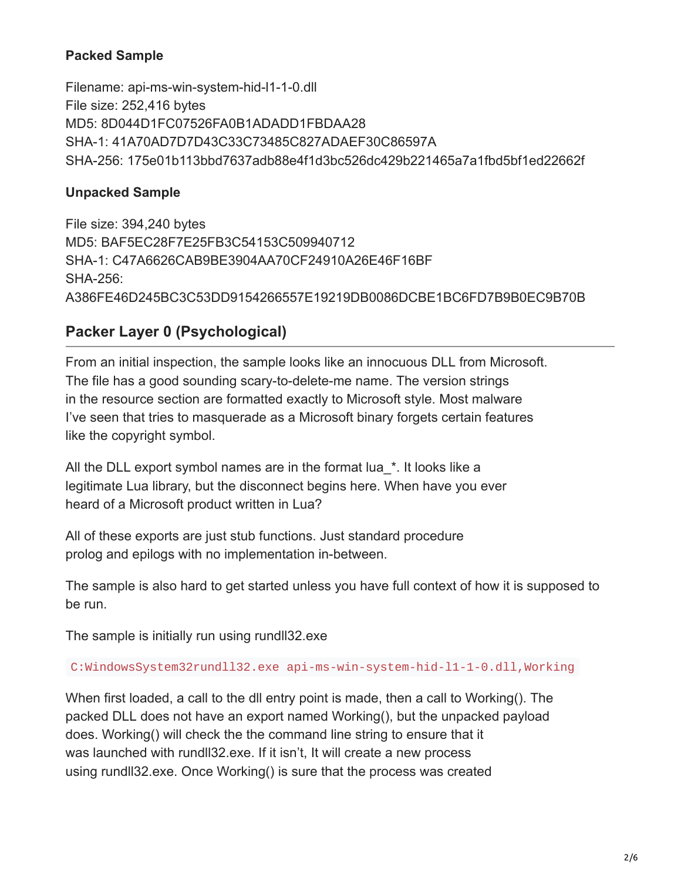### Packed Sample

Filename: api-ms-win-system-hid-l1-1-0.dll
File size: 252,416 bytes
MD5: 8D044D1FC07526FA0B1ADADD1FBDAA28
SHA-1: 41A70AD7D7D43C33C73485C827ADAEF30C86597A
SHA-256: 175e01b113bbd7637adb88e4f1d3bc526dc429b221465a7a1fbd5bf1ed22662f

### Unpacked Sample

File size: 394,240 bytes
MD5: BAF5EC28F7E25FB3C54153C509940712
SHA-1: C47A6626CAB9BE3904AA70CF24910A26E46F16BF
SHA-256:
A386FE46D245BC3C53DD9154266557E19219DB0086DCBE1BC6FD7B9B0EC9B70B

## Packer Layer 0 (Psychological)

From an initial inspection, the sample looks like an innocuous DLL from Microsoft. The file has a good sounding scary-to-delete-me name. The version strings in the resource section are formatted exactly to Microsoft style. Most malware I've seen that tries to masquerade as a Microsoft binary forgets certain features like the copyright symbol.

All the DLL export symbol names are in the format lua_*. It looks like a legitimate Lua library, but the disconnect begins here. When have you ever heard of a Microsoft product written in Lua?

All of these exports are just stub functions. Just standard procedure prolog and epilogs with no implementation in-between.

The sample is also hard to get started unless you have full context of how it is supposed to be run.

The sample is initially run using rundll32.exe

```
C:WindowsSystem32rundll32.exe api-ms-win-system-hid-l1-1-0.dll,Working
```

When first loaded, a call to the dll entry point is made, then a call to Working(). The packed DLL does not have an export named Working(), but the unpacked payload does. Working() will check the the command line string to ensure that it was launched with rundll32.exe. If it isn't, It will create a new process using rundll32.exe. Once Working() is sure that the process was created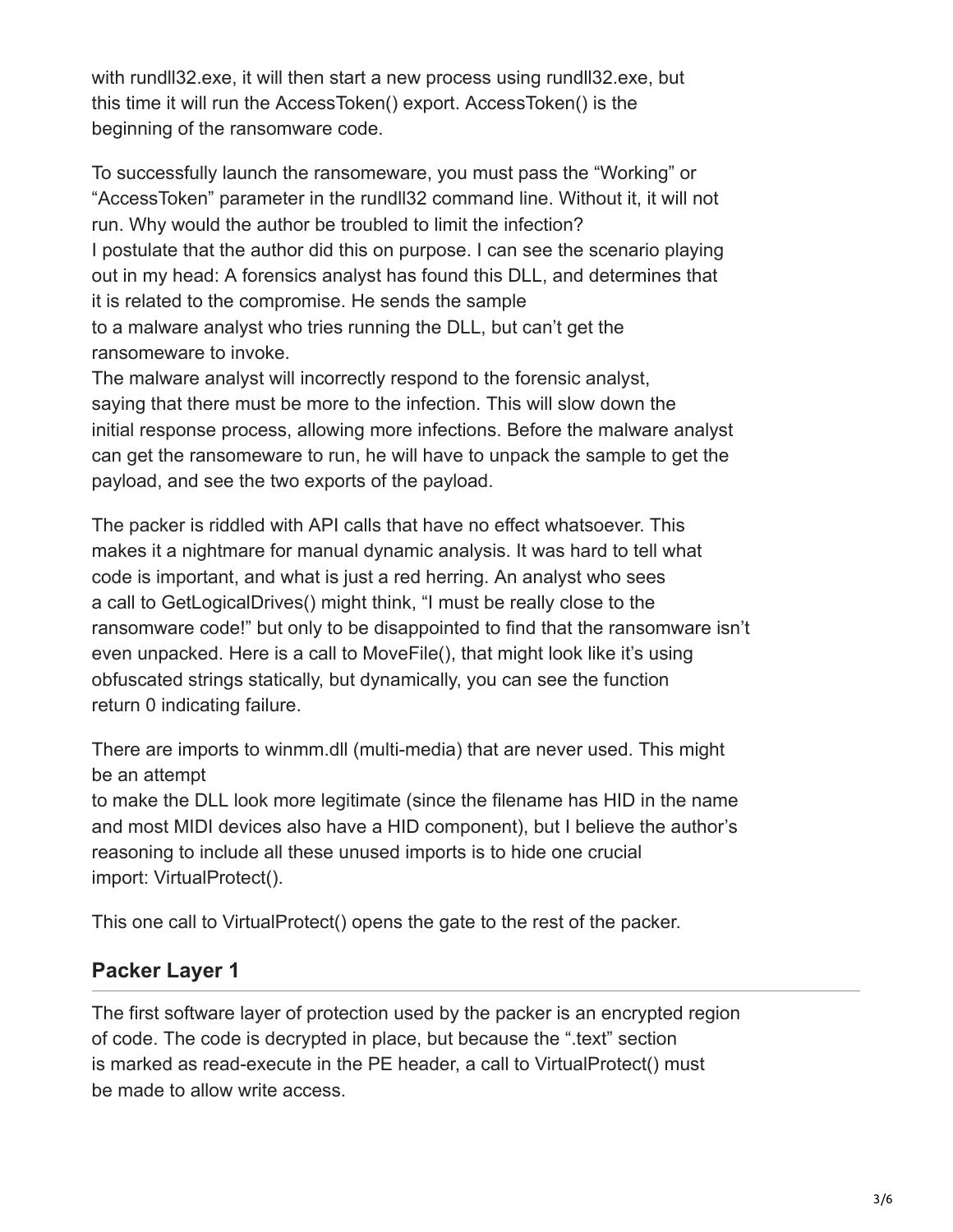with rundll32.exe, it will then start a new process using rundll32.exe, but this time it will run the AccessToken() export. AccessToken() is the beginning of the ransomware code.

To successfully launch the ransomeware, you must pass the “Working” or “AccessToken” parameter in the rundll32 command line. Without it, it will not run. Why would the author be troubled to limit the infection?
I postulate that the author did this on purpose. I can see the scenario playing out in my head: A forensics analyst has found this DLL, and determines that it is related to the compromise. He sends the sample to a malware analyst who tries running the DLL, but can’t get the ransomeware to invoke.
The malware analyst will incorrectly respond to the forensic analyst, saying that there must be more to the infection. This will slow down the initial response process, allowing more infections. Before the malware analyst can get the ransomeware to run, he will have to unpack the sample to get the payload, and see the two exports of the payload.

The packer is riddled with API calls that have no effect whatsoever. This makes it a nightmare for manual dynamic analysis. It was hard to tell what code is important, and what is just a red herring. An analyst who sees a call to GetLogicalDrives() might think, “I must be really close to the ransomware code!” but only to be disappointed to find that the ransomware isn’t even unpacked. Here is a call to MoveFile(), that might look like it’s using obfuscated strings statically, but dynamically, you can see the function return 0 indicating failure.

There are imports to winmm.dll (multi-media) that are never used. This might be an attempt to make the DLL look more legitimate (since the filename has HID in the name and most MIDI devices also have a HID component), but I believe the author’s reasoning to include all these unused imports is to hide one crucial import: VirtualProtect().

This one call to VirtualProtect() opens the gate to the rest of the packer.

## Packer Layer 1

The first software layer of protection used by the packer is an encrypted region of code. The code is decrypted in place, but because the “.text” section is marked as read-execute in the PE header, a call to VirtualProtect() must be made to allow write access.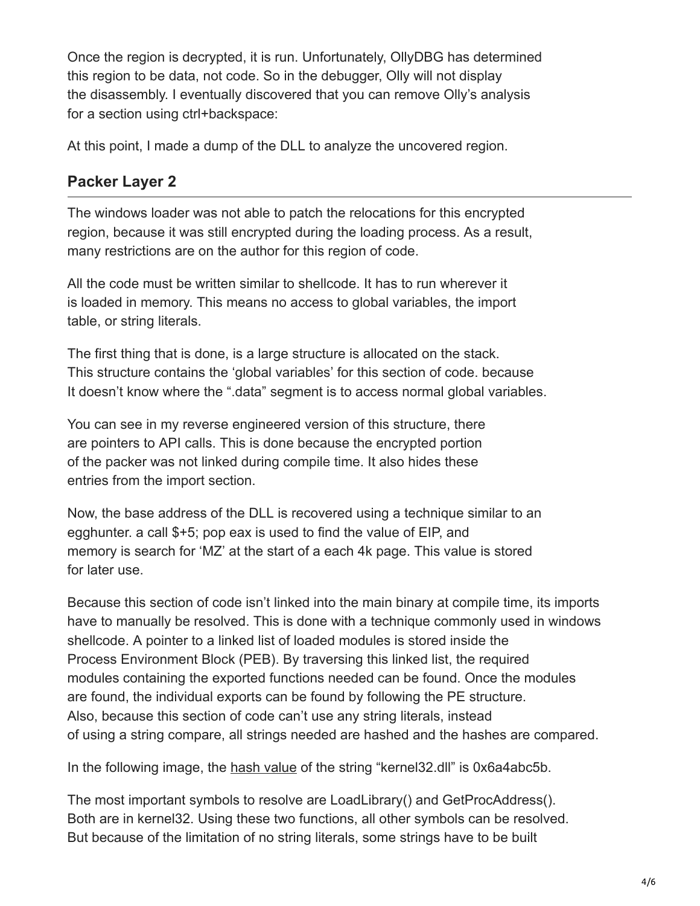Once the region is decrypted, it is run. Unfortunately, OllyDBG has determined this region to be data, not code. So in the debugger, Olly will not display the disassembly. I eventually discovered that you can remove Olly's analysis for a section using ctrl+backspace:

At this point, I made a dump of the DLL to analyze the uncovered region.

## Packer Layer 2

The windows loader was not able to patch the relocations for this encrypted region, because it was still encrypted during the loading process. As a result, many restrictions are on the author for this region of code.

All the code must be written similar to shellcode. It has to run wherever it is loaded in memory. This means no access to global variables, the import table, or string literals.

The first thing that is done, is a large structure is allocated on the stack. This structure contains the 'global variables' for this section of code. because It doesn't know where the ".data" segment is to access normal global variables.

You can see in my reverse engineered version of this structure, there are pointers to API calls. This is done because the encrypted portion of the packer was not linked during compile time. It also hides these entries from the import section.

Now, the base address of the DLL is recovered using a technique similar to an egghunter. a call $+5; pop eax is used to find the value of EIP, and memory is search for 'MZ' at the start of a each 4k page. This value is stored for later use.

Because this section of code isn't linked into the main binary at compile time, its imports have to manually be resolved. This is done with a technique commonly used in windows shellcode. A pointer to a linked list of loaded modules is stored inside the Process Environment Block (PEB). By traversing this linked list, the required modules containing the exported functions needed can be found. Once the modules are found, the individual exports can be found by following the PE structure. Also, because this section of code can't use any string literals, instead of using a string compare, all strings needed are hashed and the hashes are compared.

In the following image, the hash value of the string "kernel32.dll" is 0x6a4abc5b.

The most important symbols to resolve are LoadLibrary() and GetProcAddress(). Both are in kernel32. Using these two functions, all other symbols can be resolved. But because of the limitation of no string literals, some strings have to be built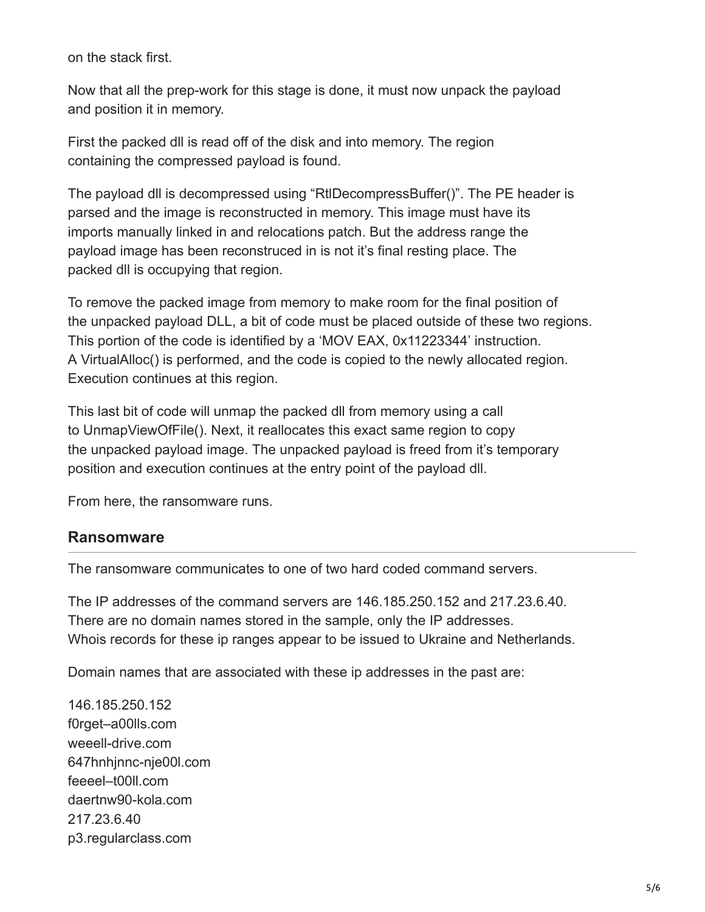on the stack first.

Now that all the prep-work for this stage is done, it must now unpack the payload and position it in memory.

First the packed dll is read off of the disk and into memory. The region containing the compressed payload is found.

The payload dll is decompressed using "RtlDecompressBuffer()". The PE header is parsed and the image is reconstructed in memory. This image must have its imports manually linked in and relocations patch. But the address range the payload image has been reconstruced in is not it's final resting place. The packed dll is occupying that region.

To remove the packed image from memory to make room for the final position of the unpacked payload DLL, a bit of code must be placed outside of these two regions. This portion of the code is identified by a 'MOV EAX, 0x11223344' instruction. A VirtualAlloc() is performed, and the code is copied to the newly allocated region. Execution continues at this region.

This last bit of code will unmap the packed dll from memory using a call to UnmapViewOfFile(). Next, it reallocates this exact same region to copy the unpacked payload image. The unpacked payload is freed from it's temporary position and execution continues at the entry point of the payload dll.

From here, the ransomware runs.

## Ransomware

The ransomware communicates to one of two hard coded command servers.

The IP addresses of the command servers are 146.185.250.152 and 217.23.6.40. There are no domain names stored in the sample, only the IP addresses. Whois records for these ip ranges appear to be issued to Ukraine and Netherlands.

Domain names that are associated with these ip addresses in the past are:

146.185.250.152
f0rget–a00lls.com
weeell-drive.com
647hnhjnnc-nje00l.com
feeeel–t00ll.com
daertnw90-kola.com
217.23.6.40
p3.regularclass.com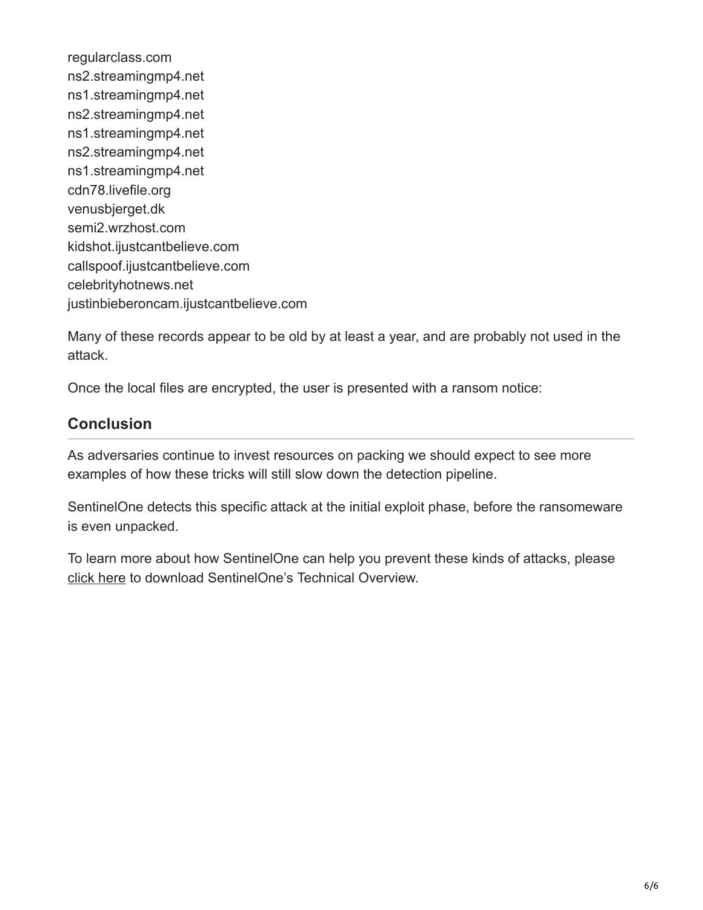regularclass.com
ns2.streamingmp4.net
ns1.streamingmp4.net
ns2.streamingmp4.net
ns1.streamingmp4.net
ns2.streamingmp4.net
ns1.streamingmp4.net
cdn78.livefile.org
venusbjerget.dk
semi2.wrzhost.com
kidshot.ijustcantbelieve.com
callspoof.ijustcantbelieve.com
celebrityhotnews.net
justinbieberoncam.ijustcantbelieve.com

Many of these records appear to be old by at least a year, and are probably not used in the attack.

Once the local files are encrypted, the user is presented with a ransom notice:

## Conclusion

As adversaries continue to invest resources on packing we should expect to see more examples of how these tricks will still slow down the detection pipeline.

SentinelOne detects this specific attack at the initial exploit phase, before the ransomeware is even unpacked.

To learn more about how SentinelOne can help you prevent these kinds of attacks, please click here to download SentinelOne's Technical Overview.